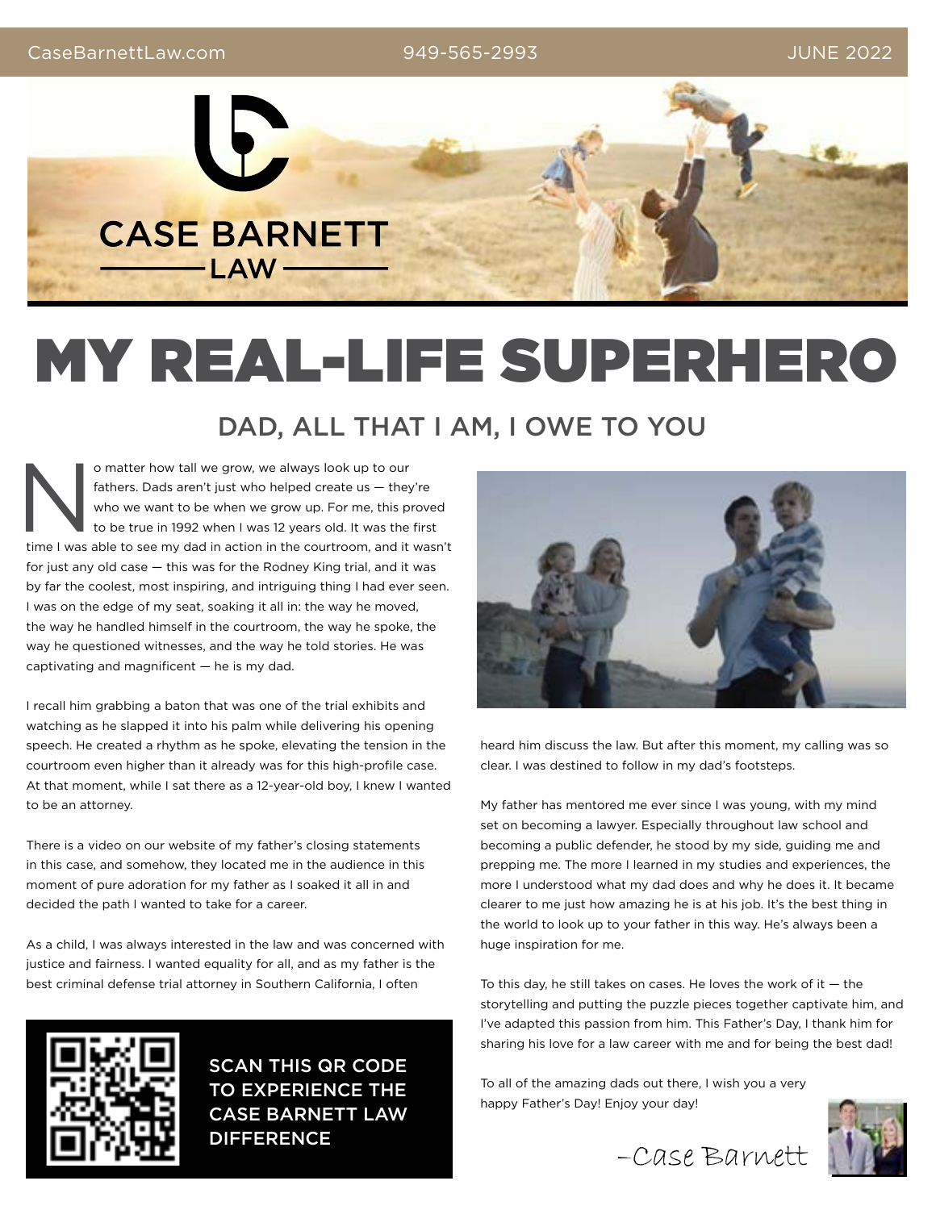CaseBarnettLaw.com | 949-565-2993 | JUNE 2022

CASE BARNETT LAW

# MY REAL-LIFE SUPERHERO

## DAD, ALL THAT I AM, I OWE TO YOU

No matter how tall we grow, we always look up to our fathers. Dads aren't just who helped create us — they're who we want to be when we grow up. For me, this proved to be true in 1992 when I was 12 years old. It was the first time I was able to see my dad in action in the courtroom, and it wasn't for just any old case — this was for the Rodney King trial, and it was by far the coolest, most inspiring, and intriguing thing I had ever seen. I was on the edge of my seat, soaking it all in: the way he moved, the way he handled himself in the courtroom, the way he spoke, the way he questioned witnesses, and the way he told stories. He was captivating and magnificent — he is my dad.

I recall him grabbing a baton that was one of the trial exhibits and watching as he slapped it into his palm while delivering his opening speech. He created a rhythm as he spoke, elevating the tension in the courtroom even higher than it already was for this high-profile case. At that moment, while I sat there as a 12-year-old boy, I knew I wanted to be an attorney.

There is a video on our website of my father's closing statements in this case, and somehow, they located me in the audience in this moment of pure adoration for my father as I soaked it all in and decided the path I wanted to take for a career.

As a child, I was always interested in the law and was concerned with justice and fairness. I wanted equality for all, and as my father is the best criminal defense trial attorney in Southern California, I often heard him discuss the law. But after this moment, my calling was so clear. I was destined to follow in my dad's footsteps.

My father has mentored me ever since I was young, with my mind set on becoming a lawyer. Especially throughout law school and becoming a public defender, he stood by my side, guiding me and prepping me. The more I learned in my studies and experiences, the more I understood what my dad does and why he does it. It became clearer to me just how amazing he is at his job. It's the best thing in the world to look up to your father in this way. He's always been a huge inspiration for me.

To this day, he still takes on cases. He loves the work of it — the storytelling and putting the puzzle pieces together captivate him, and I've adapted this passion from him. This Father's Day, I thank him for sharing his love for a law career with me and for being the best dad!

To all of the amazing dads out there, I wish you a very happy Father's Day! Enjoy your day!

–Case Barnett

SCAN THIS QR CODE TO EXPERIENCE THE CASE BARNETT LAW DIFFERENCE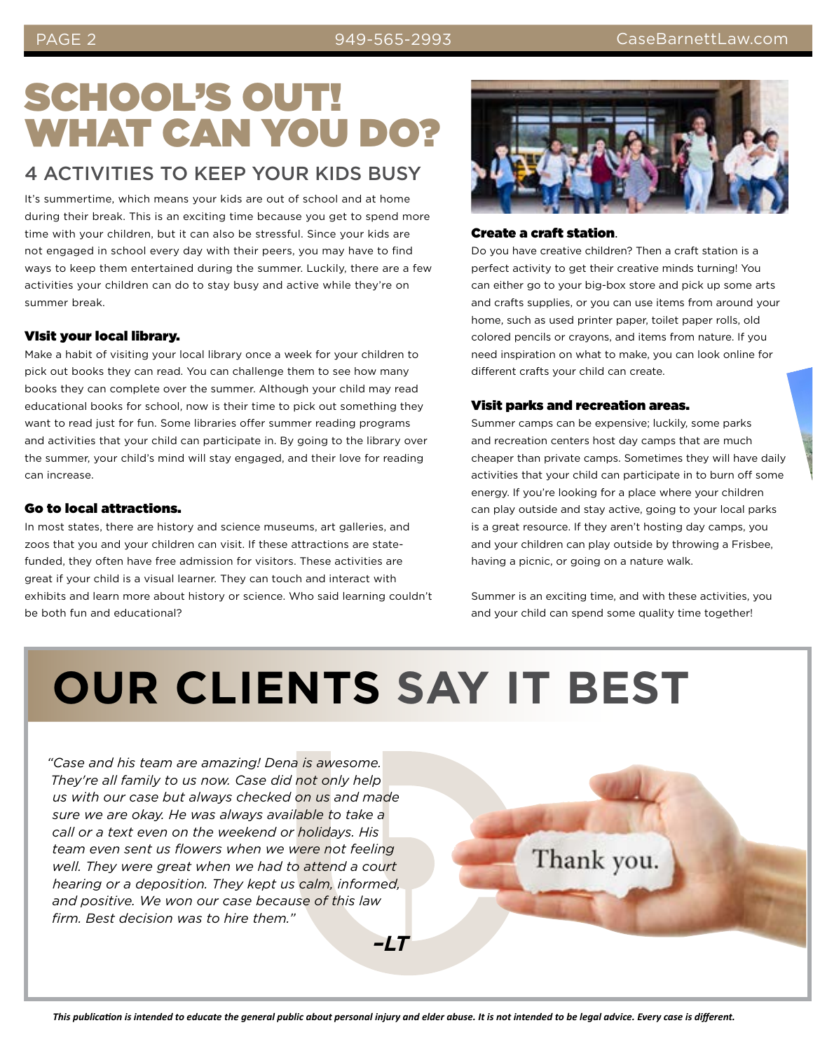# SCHOOL'S OUT! WHAT CAN YOU DO?

## 4 ACTIVITIES TO KEEP YOUR KIDS BUSY

It's summertime, which means your kids are out of school and at home during their break. This is an exciting time because you get to spend more time with your children, but it can also be stressful. Since your kids are not engaged in school every day with their peers, you may have to find ways to keep them entertained during the summer. Luckily, there are a few activities your children can do to stay busy and active while they're on summer break.

### Visit your local library.

Make a habit of visiting your local library once a week for your children to pick out books they can read. You can challenge them to see how many books they can complete over the summer. Although your child may read educational books for school, now is their time to pick out something they want to read just for fun. Some libraries offer summer reading programs and activities that your child can participate in. By going to the library over the summer, your child's mind will stay engaged, and their love for reading can increase.

### Go to local attractions.

In most states, there are history and science museums, art galleries, and zoos that you and your children can visit. If these attractions are state-funded, they often have free admission for visitors. These activities are great if your child is a visual learner. They can touch and interact with exhibits and learn more about history or science. Who said learning couldn't be both fun and educational?

### Create a craft station.

Do you have creative children? Then a craft station is a perfect activity to get their creative minds turning! You can either go to your big-box store and pick up some arts and crafts supplies, or you can use items from around your home, such as used printer paper, toilet paper rolls, old colored pencils or crayons, and items from nature. If you need inspiration on what to make, you can look online for different crafts your child can create.

### Visit parks and recreation areas.

Summer camps can be expensive; luckily, some parks and recreation centers host day camps that are much cheaper than private camps. Sometimes they will have daily activities that your child can participate in to burn off some energy. If you're looking for a place where your children can play outside and stay active, going to your local parks is a great resource. If they aren't hosting day camps, you and your children can play outside by throwing a Frisbee, having a picnic, or going on a nature walk.

Summer is an exciting time, and with these activities, you and your child can spend some quality time together!

# OUR CLIENTS SAY IT BEST

*"Case and his team are amazing! Dena is awesome. They're all family to us now. Case did not only help us with our case but always checked on us and made sure we are okay. He was always available to take a call or a text even on the weekend or holidays. His team even sent us flowers when we were not feeling well. They were great when we had to attend a court hearing or a deposition. They kept us calm, informed, and positive. We won our case because of this law firm. Best decision was to hire them."*

***–LT***

*This publication is intended to educate the general public about personal injury and elder abuse. It is not intended to be legal advice. Every case is different.*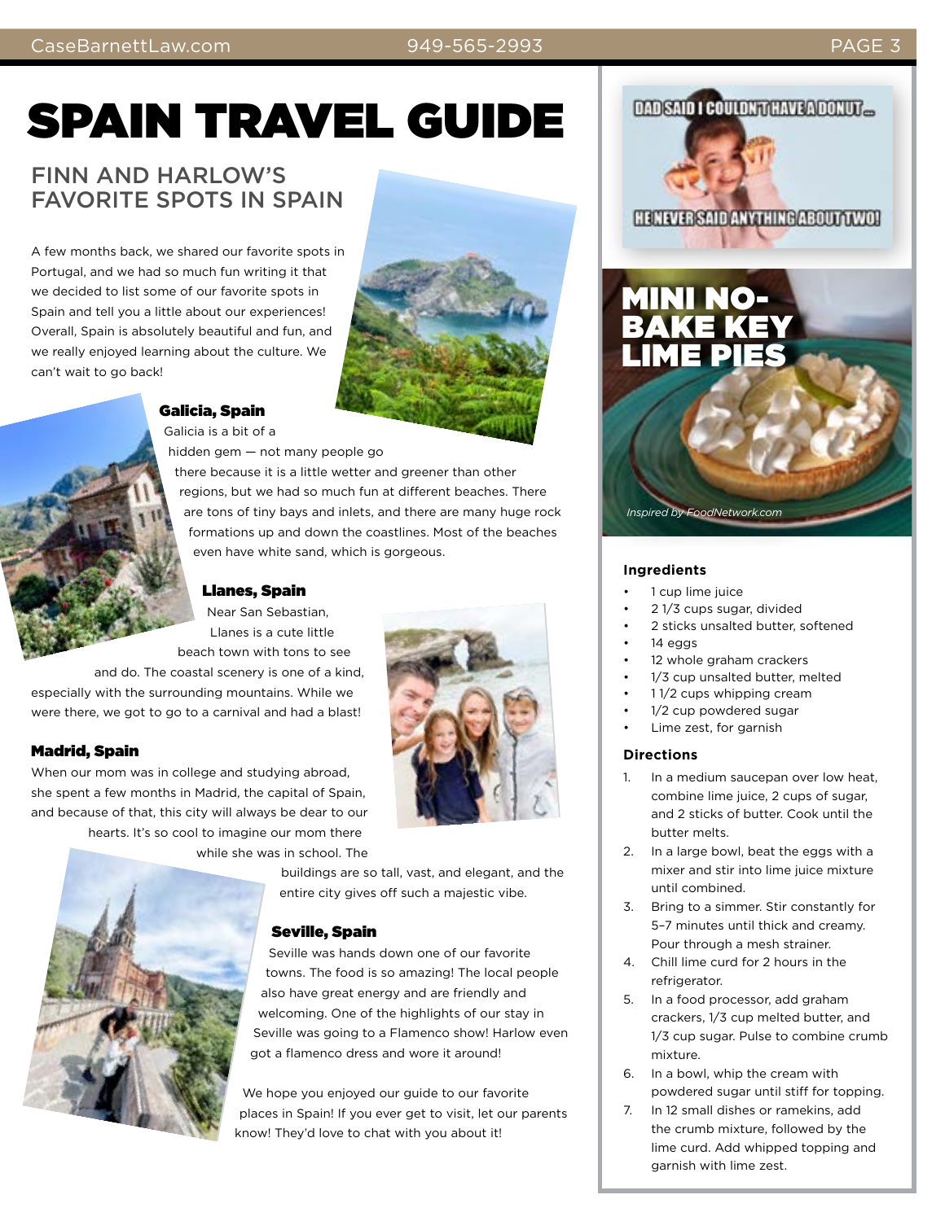# SPAIN TRAVEL GUIDE

## FINN AND HARLOW'S FAVORITE SPOTS IN SPAIN

A few months back, we shared our favorite spots in Portugal, and we had so much fun writing it that we decided to list some of our favorite spots in Spain and tell you a little about our experiences! Overall, Spain is absolutely beautiful and fun, and we really enjoyed learning about the culture. We can't wait to go back!

### Galicia, Spain

Galicia is a bit of a hidden gem — not many people go there because it is a little wetter and greener than other regions, but we had so much fun at different beaches. There are tons of tiny bays and inlets, and there are many huge rock formations up and down the coastlines. Most of the beaches even have white sand, which is gorgeous.

### Llanes, Spain

Near San Sebastian, Llanes is a cute little beach town with tons to see and do. The coastal scenery is one of a kind, especially with the surrounding mountains. While we were there, we got to go to a carnival and had a blast!

### Madrid, Spain

When our mom was in college and studying abroad, she spent a few months in Madrid, the capital of Spain, and because of that, this city will always be dear to our hearts. It's so cool to imagine our mom there while she was in school. The buildings are so tall, vast, and elegant, and the entire city gives off such a majestic vibe.

### Seville, Spain

Seville was hands down one of our favorite towns. The food is so amazing! The local people also have great energy and are friendly and welcoming. One of the highlights of our stay in Seville was going to a Flamenco show! Harlow even got a flamenco dress and wore it around!

We hope you enjoyed our guide to our favorite places in Spain! If you ever get to visit, let our parents know! They'd love to chat with you about it!

DAD SAID I COULDN'T HAVE A DONUT... HE NEVER SAID ANYTHING ABOUT TWO!

# MINI NO-BAKE KEY LIME PIES

*Inspired by FoodNetwork.com*

### Ingredients

- 1 cup lime juice
- 2 1/3 cups sugar, divided
- 2 sticks unsalted butter, softened
- 14 eggs
- 12 whole graham crackers
- 1/3 cup unsalted butter, melted
- 1 1/2 cups whipping cream
- 1/2 cup powdered sugar
- Lime zest, for garnish

### Directions

1. In a medium saucepan over low heat, combine lime juice, 2 cups of sugar, and 2 sticks of butter. Cook until the butter melts.
2. In a large bowl, beat the eggs with a mixer and stir into lime juice mixture until combined.
3. Bring to a simmer. Stir constantly for 5–7 minutes until thick and creamy. Pour through a mesh strainer.
4. Chill lime curd for 2 hours in the refrigerator.
5. In a food processor, add graham crackers, 1/3 cup melted butter, and 1/3 cup sugar. Pulse to combine crumb mixture.
6. In a bowl, whip the cream with powdered sugar until stiff for topping.
7. In 12 small dishes or ramekins, add the crumb mixture, followed by the lime curd. Add whipped topping and garnish with lime zest.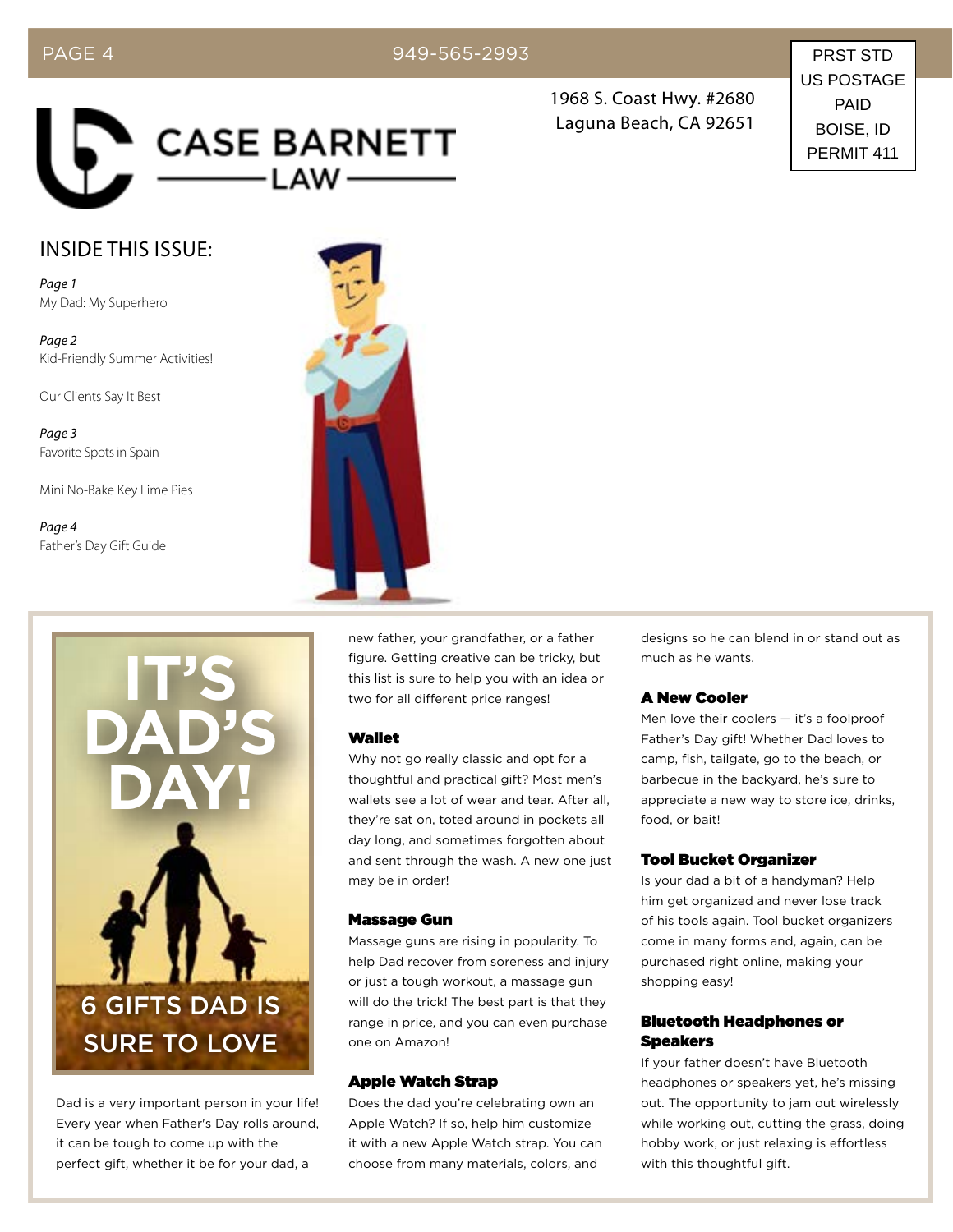949-565-2993

1968 S. Coast Hwy. #2680
Laguna Beach, CA 92651

PRST STD
US POSTAGE
PAID
BOISE, ID
PERMIT 411

CASE BARNETT LAW

## INSIDE THIS ISSUE:

*Page 1*
My Dad: My Superhero

*Page 2*
Kid-Friendly Summer Activities!

Our Clients Say It Best

*Page 3*
Favorite Spots in Spain

Mini No-Bake Key Lime Pies

*Page 4*
Father's Day Gift Guide

# IT'S DAD'S DAY!

## 6 GIFTS DAD IS SURE TO LOVE

Dad is a very important person in your life! Every year when Father's Day rolls around, it can be tough to come up with the perfect gift, whether it be for your dad, a new father, your grandfather, or a father figure. Getting creative can be tricky, but this list is sure to help you with an idea or two for all different price ranges!

### Wallet

Why not go really classic and opt for a thoughtful and practical gift? Most men's wallets see a lot of wear and tear. After all, they're sat on, toted around in pockets all day long, and sometimes forgotten about and sent through the wash. A new one just may be in order!

### Massage Gun

Massage guns are rising in popularity. To help Dad recover from soreness and injury or just a tough workout, a massage gun will do the trick! The best part is that they range in price, and you can even purchase one on Amazon!

### Apple Watch Strap

Does the dad you're celebrating own an Apple Watch? If so, help him customize it with a new Apple Watch strap. You can choose from many materials, colors, and designs so he can blend in or stand out as much as he wants.

### A New Cooler

Men love their coolers — it's a foolproof Father's Day gift! Whether Dad loves to camp, fish, tailgate, go to the beach, or barbecue in the backyard, he's sure to appreciate a new way to store ice, drinks, food, or bait!

### Tool Bucket Organizer

Is your dad a bit of a handyman? Help him get organized and never lose track of his tools again. Tool bucket organizers come in many forms and, again, can be purchased right online, making your shopping easy!

### Bluetooth Headphones or Speakers

If your father doesn't have Bluetooth headphones or speakers yet, he's missing out. The opportunity to jam out wirelessly while working out, cutting the grass, doing hobby work, or just relaxing is effortless with this thoughtful gift.